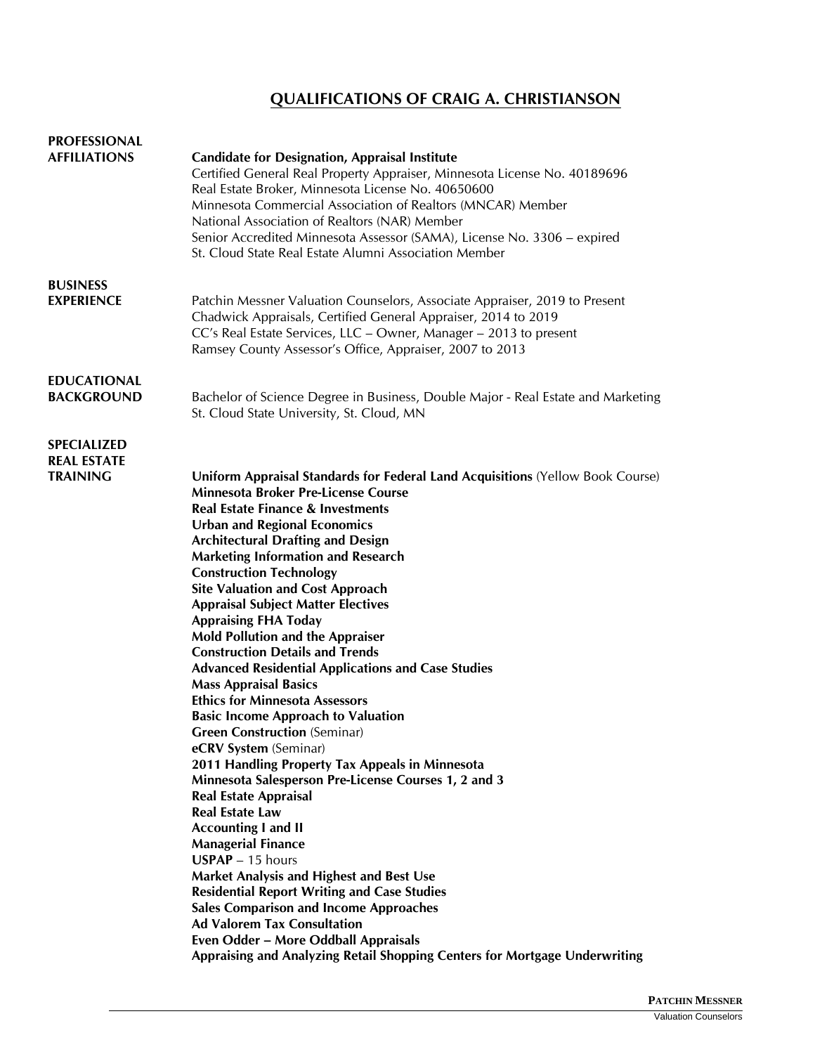# QUALIFICATIONS OF CRAIG A. CHRISTIANSON

## PROFESSIONAL AFFILIATIONS

**Candidate for Designation, Appraisal Institute**
Certified General Real Property Appraiser, Minnesota License No. 40189696
Real Estate Broker, Minnesota License No. 40650600
Minnesota Commercial Association of Realtors (MNCAR) Member
National Association of Realtors (NAR) Member
Senior Accredited Minnesota Assessor (SAMA), License No. 3306 – expired
St. Cloud State Real Estate Alumni Association Member

## BUSINESS EXPERIENCE

Patchin Messner Valuation Counselors, Associate Appraiser, 2019 to Present
Chadwick Appraisals, Certified General Appraiser, 2014 to 2019
CC's Real Estate Services, LLC – Owner, Manager – 2013 to present
Ramsey County Assessor's Office, Appraiser, 2007 to 2013

## EDUCATIONAL BACKGROUND

Bachelor of Science Degree in Business, Double Major - Real Estate and Marketing
St. Cloud State University, St. Cloud, MN

## SPECIALIZED REAL ESTATE TRAINING

**Uniform Appraisal Standards for Federal Land Acquisitions** (Yellow Book Course)
**Minnesota Broker Pre-License Course**
**Real Estate Finance & Investments**
**Urban and Regional Economics**
**Architectural Drafting and Design**
**Marketing Information and Research**
**Construction Technology**
**Site Valuation and Cost Approach**
**Appraisal Subject Matter Electives**
**Appraising FHA Today**
**Mold Pollution and the Appraiser**
**Construction Details and Trends**
**Advanced Residential Applications and Case Studies**
**Mass Appraisal Basics**
**Ethics for Minnesota Assessors**
**Basic Income Approach to Valuation**
**Green Construction** (Seminar)
**eCRV System** (Seminar)
**2011 Handling Property Tax Appeals in Minnesota**
**Minnesota Salesperson Pre-License Courses 1, 2 and 3**
**Real Estate Appraisal**
**Real Estate Law**
**Accounting I and II**
**Managerial Finance**
**USPAP** – 15 hours
**Market Analysis and Highest and Best Use**
**Residential Report Writing and Case Studies**
**Sales Comparison and Income Approaches**
**Ad Valorem Tax Consultation**
**Even Odder – More Oddball Appraisals**
**Appraising and Analyzing Retail Shopping Centers for Mortgage Underwriting**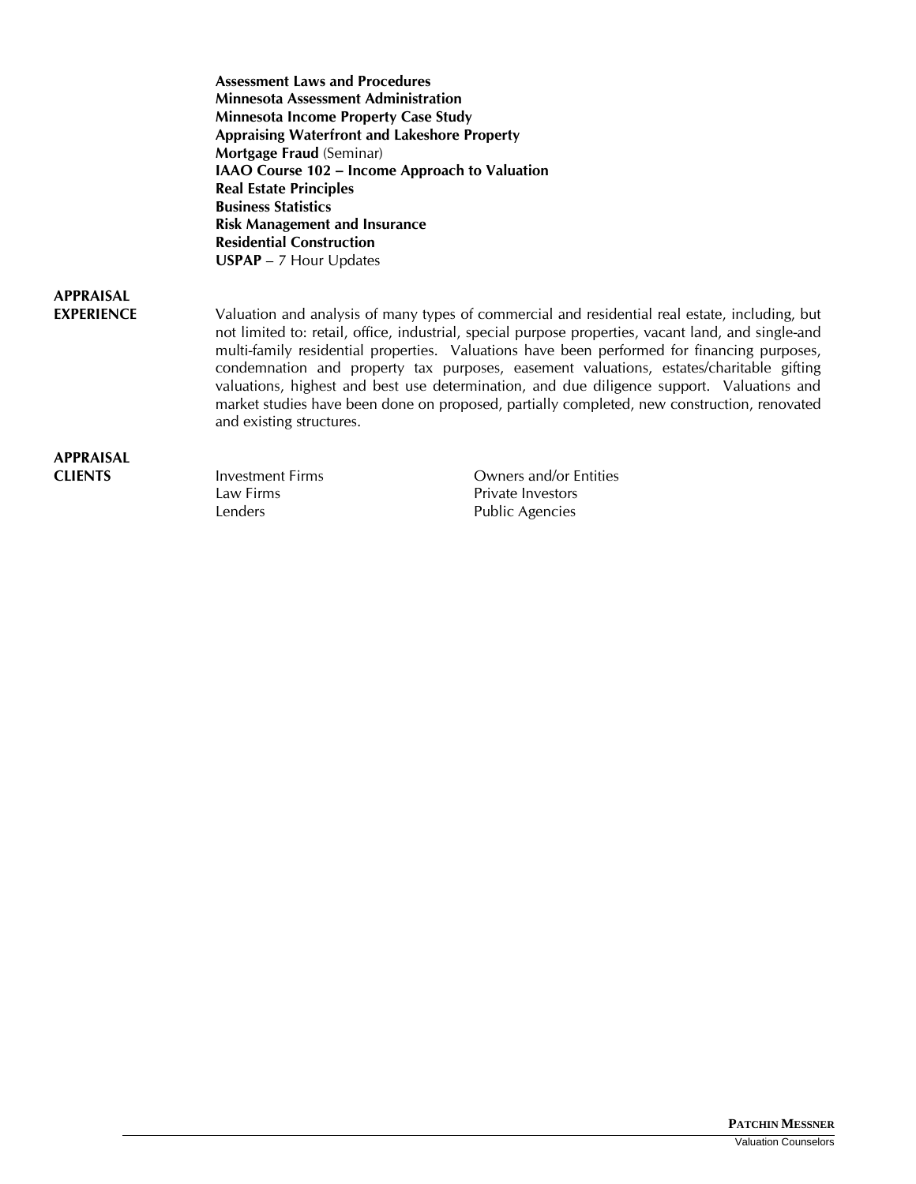**Assessment Laws and Procedures**
**Minnesota Assessment Administration**
**Minnesota Income Property Case Study**
**Appraising Waterfront and Lakeshore Property**
**Mortgage Fraud** (Seminar)
**IAAO Course 102 – Income Approach to Valuation**
**Real Estate Principles**
**Business Statistics**
**Risk Management and Insurance**
**Residential Construction**
**USPAP** – 7 Hour Updates

**APPRAISAL EXPERIENCE**

Valuation and analysis of many types of commercial and residential real estate, including, but not limited to: retail, office, industrial, special purpose properties, vacant land, and single-and multi-family residential properties. Valuations have been performed for financing purposes, condemnation and property tax purposes, easement valuations, estates/charitable gifting valuations, highest and best use determination, and due diligence support. Valuations and market studies have been done on proposed, partially completed, new construction, renovated and existing structures.

**APPRAISAL CLIENTS**

| | |
|---|---|
| Investment Firms | Owners and/or Entities |
| Law Firms | Private Investors |
| Lenders | Public Agencies |